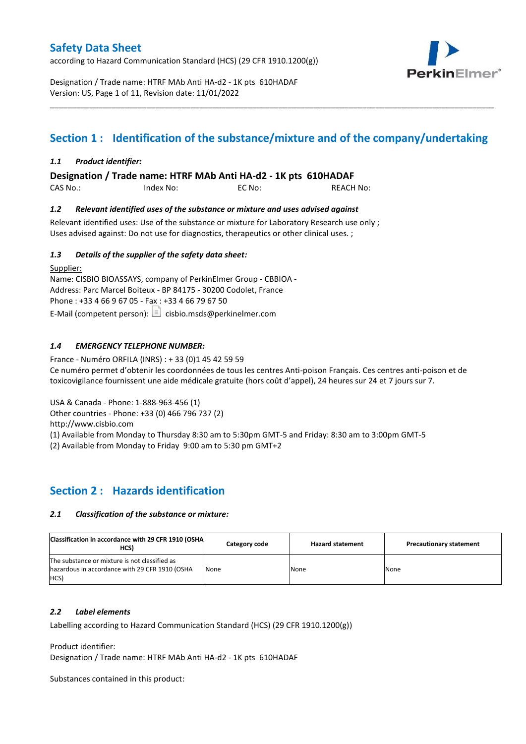# Safety Data Sheet

according to Hazard Communication Standard (HCS) (29 CFR 1910.1200(g))

Designation / Trade name: HTRF MAb Anti HA-d2 - 1K pts 610HADAF
Version: US, Page 1 of 11, Revision date: 11/01/2022

## Section 1 : Identification of the substance/mixture and of the company/undertaking

### *1.1 Product identifier:*

**Designation / Trade name: HTRF MAb Anti HA-d2 - 1K pts 610HADAF**

CAS No.: Index No: EC No: REACH No:

### *1.2 Relevant identified uses of the substance or mixture and uses advised against*

Relevant identified uses: Use of the substance or mixture for Laboratory Research use only ;
Uses advised against: Do not use for diagnostics, therapeutics or other clinical uses. ;

### *1.3 Details of the supplier of the safety data sheet:*

Supplier:
Name: CISBIO BIOASSAYS, company of PerkinElmer Group - CBBIOA -
Address: Parc Marcel Boiteux - BP 84175 - 30200 Codolet, France
Phone : +33 4 66 9 67 05 - Fax : +33 4 66 79 67 50
E-Mail (competent person): cisbio.msds@perkinelmer.com

### *1.4 EMERGENCY TELEPHONE NUMBER:*

France - Numéro ORFILA (INRS) : + 33 (0)1 45 42 59 59
Ce numéro permet d'obtenir les coordonnées de tous les centres Anti-poison Français. Ces centres anti-poison et de toxicovigilance fournissent une aide médicale gratuite (hors coût d'appel), 24 heures sur 24 et 7 jours sur 7.

USA & Canada - Phone: 1-888-963-456 (1)
Other countries - Phone: +33 (0) 466 796 737 (2)
http://www.cisbio.com
(1) Available from Monday to Thursday 8:30 am to 5:30pm GMT-5 and Friday: 8:30 am to 3:00pm GMT-5
(2) Available from Monday to Friday 9:00 am to 5:30 pm GMT+2

## Section 2 : Hazards identification

### *2.1 Classification of the substance or mixture:*

| Classification in accordance with 29 CFR 1910 (OSHA HCS) | Category code | Hazard statement | Precautionary statement |
|---|---|---|---|
| The substance or mixture is not classified as hazardous in accordance with 29 CFR 1910 (OSHA HCS) | None | None | None |

### *2.2 Label elements*

Labelling according to Hazard Communication Standard (HCS) (29 CFR 1910.1200(g))

Product identifier:
Designation / Trade name: HTRF MAb Anti HA-d2 - 1K pts 610HADAF

Substances contained in this product: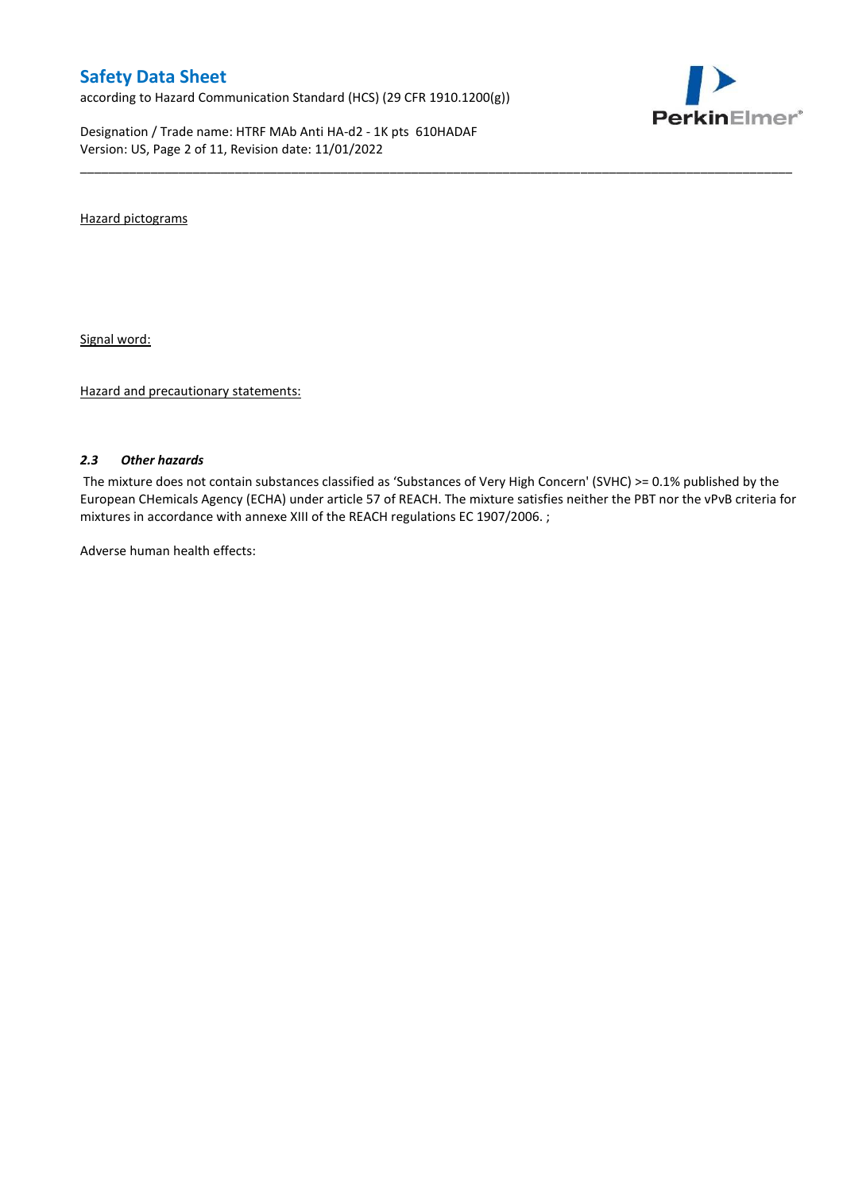Hazard pictograms

Signal word:

Hazard and precautionary statements:

### *2.3 Other hazards*

The mixture does not contain substances classified as 'Substances of Very High Concern' (SVHC) >= 0.1% published by the European CHemicals Agency (ECHA) under article 57 of REACH. The mixture satisfies neither the PBT nor the vPvB criteria for mixtures in accordance with annexe XIII of the REACH regulations EC 1907/2006. ;

Adverse human health effects: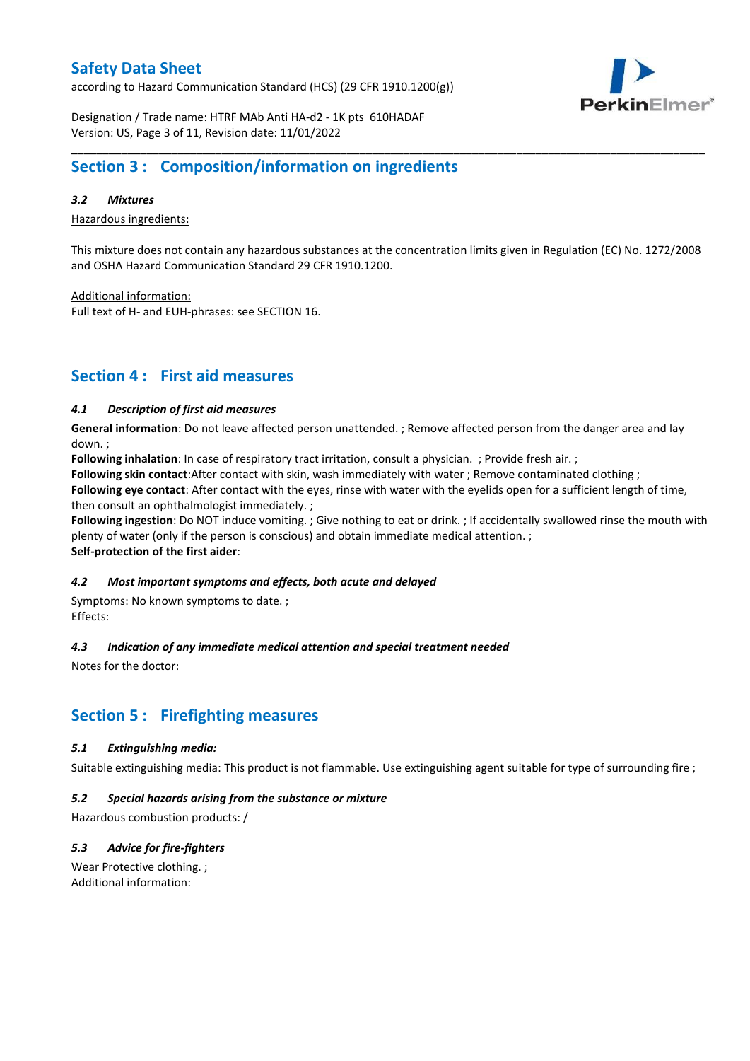## Section 3 : Composition/information on ingredients

### *3.2 Mixtures*

<u>Hazardous ingredients:</u>

This mixture does not contain any hazardous substances at the concentration limits given in Regulation (EC) No. 1272/2008 and OSHA Hazard Communication Standard 29 CFR 1910.1200.

<u>Additional information:</u>
Full text of H- and EUH-phrases: see SECTION 16.

## Section 4 : First aid measures

### *4.1 Description of first aid measures*

**General information**: Do not leave affected person unattended. ; Remove affected person from the danger area and lay down. ;
**Following inhalation**: In case of respiratory tract irritation, consult a physician. ; Provide fresh air. ;
**Following skin contact**:After contact with skin, wash immediately with water ; Remove contaminated clothing ;
**Following eye contact**: After contact with the eyes, rinse with water with the eyelids open for a sufficient length of time, then consult an ophthalmologist immediately. ;
**Following ingestion**: Do NOT induce vomiting. ; Give nothing to eat or drink. ; If accidentally swallowed rinse the mouth with plenty of water (only if the person is conscious) and obtain immediate medical attention. ;
**Self-protection of the first aider**:

### *4.2 Most important symptoms and effects, both acute and delayed*

Symptoms: No known symptoms to date. ;
Effects:

### *4.3 Indication of any immediate medical attention and special treatment needed*

Notes for the doctor:

## Section 5 : Firefighting measures

### *5.1 Extinguishing media:*

Suitable extinguishing media: This product is not flammable. Use extinguishing agent suitable for type of surrounding fire ;

### *5.2 Special hazards arising from the substance or mixture*

Hazardous combustion products: /

### *5.3 Advice for fire-fighters*

Wear Protective clothing. ;
Additional information: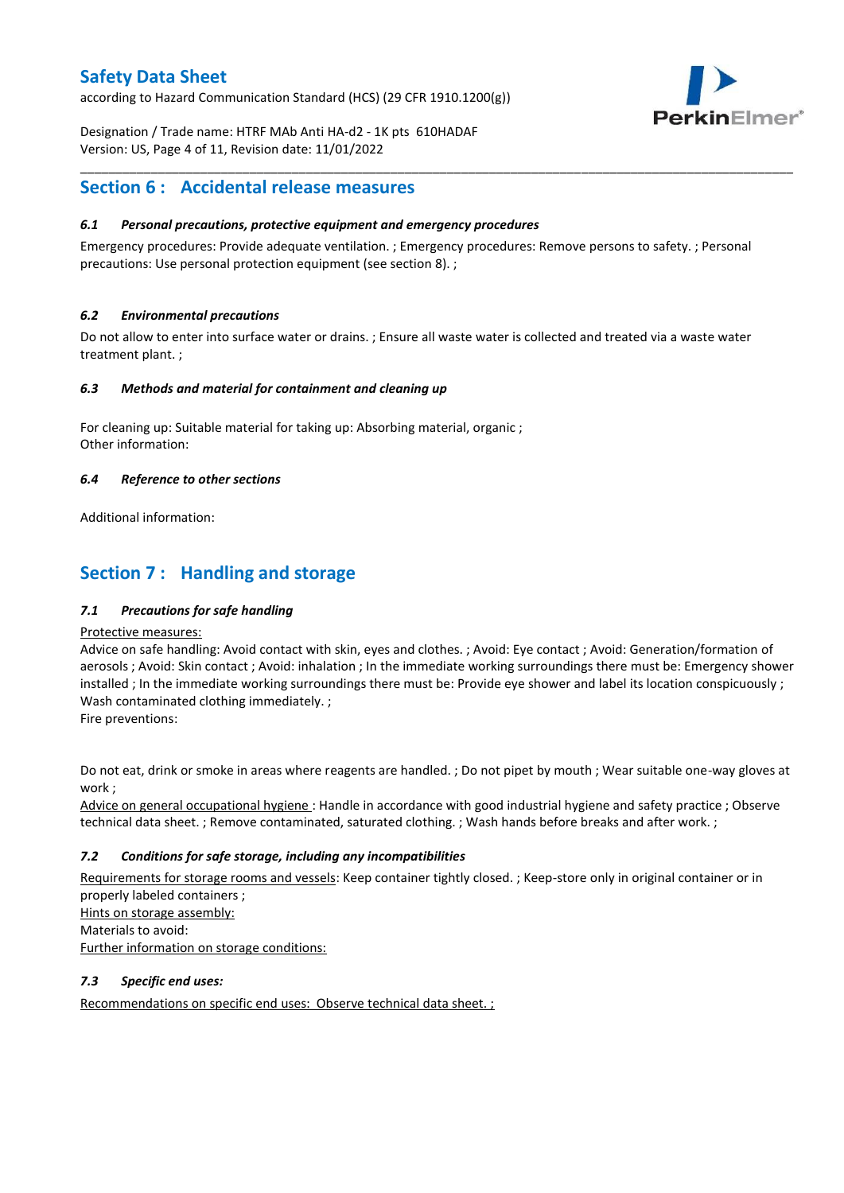## Section 6 : Accidental release measures

### 6.1 Personal precautions, protective equipment and emergency procedures

Emergency procedures: Provide adequate ventilation. ; Emergency procedures: Remove persons to safety. ; Personal precautions: Use personal protection equipment (see section 8). ;

### 6.2 Environmental precautions

Do not allow to enter into surface water or drains. ; Ensure all waste water is collected and treated via a waste water treatment plant. ;

### 6.3 Methods and material for containment and cleaning up

For cleaning up: Suitable material for taking up: Absorbing material, organic ;
Other information:

### 6.4 Reference to other sections

Additional information:

## Section 7 : Handling and storage

### 7.1 Precautions for safe handling

Protective measures:
Advice on safe handling: Avoid contact with skin, eyes and clothes. ; Avoid: Eye contact ; Avoid: Generation/formation of aerosols ; Avoid: Skin contact ; Avoid: inhalation ; In the immediate working surroundings there must be: Emergency shower installed ; In the immediate working surroundings there must be: Provide eye shower and label its location conspicuously ; Wash contaminated clothing immediately. ;
Fire preventions:

Do not eat, drink or smoke in areas where reagents are handled. ; Do not pipet by mouth ; Wear suitable one-way gloves at work ;
Advice on general occupational hygiene : Handle in accordance with good industrial hygiene and safety practice ; Observe technical data sheet. ; Remove contaminated, saturated clothing. ; Wash hands before breaks and after work. ;

### 7.2 Conditions for safe storage, including any incompatibilities

Requirements for storage rooms and vessels: Keep container tightly closed. ; Keep-store only in original container or in properly labeled containers ;
Hints on storage assembly:
Materials to avoid:
Further information on storage conditions:

### 7.3 Specific end uses:

Recommendations on specific end uses: Observe technical data sheet. ;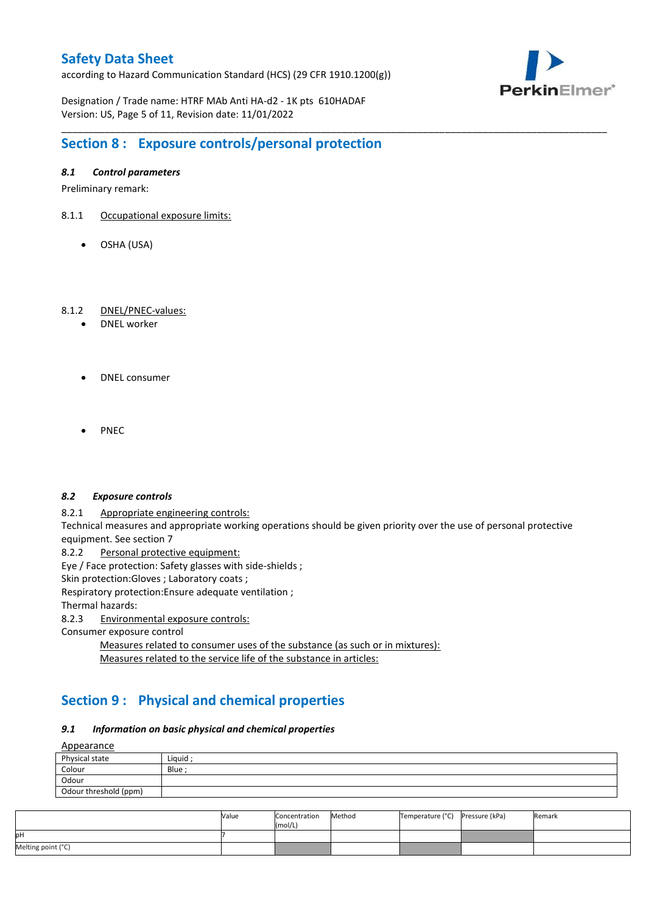## Section 8 : Exposure controls/personal protection

### *8.1 Control parameters*

Preliminary remark:

8.1.1 Occupational exposure limits:

- OSHA (USA)

8.1.2 DNEL/PNEC-values:

- DNEL worker

- DNEL consumer

- PNEC

### *8.2 Exposure controls*

8.2.1 Appropriate engineering controls:

Technical measures and appropriate working operations should be given priority over the use of personal protective equipment. See section 7

8.2.2 Personal protective equipment:

Eye / Face protection: Safety glasses with side-shields ;

Skin protection:Gloves ; Laboratory coats ;

Respiratory protection:Ensure adequate ventilation ;

Thermal hazards:

8.2.3 Environmental exposure controls:

Consumer exposure control

Measures related to consumer uses of the substance (as such or in mixtures):

Measures related to the service life of the substance in articles:

## Section 9 : Physical and chemical properties

### *9.1 Information on basic physical and chemical properties*

Appearance

| Physical state | Liquid ; |
|---|---|
| Colour | Blue ; |
| Odour | |
| Odour threshold (ppm) | |

| | Value | Concentration (mol/L) | Method | Temperature (°C) | Pressure (kPa) | Remark |
|---|---|---|---|---|---|---|
| pH | 7 | | | | | |
| Melting point (°C) | | | | | | |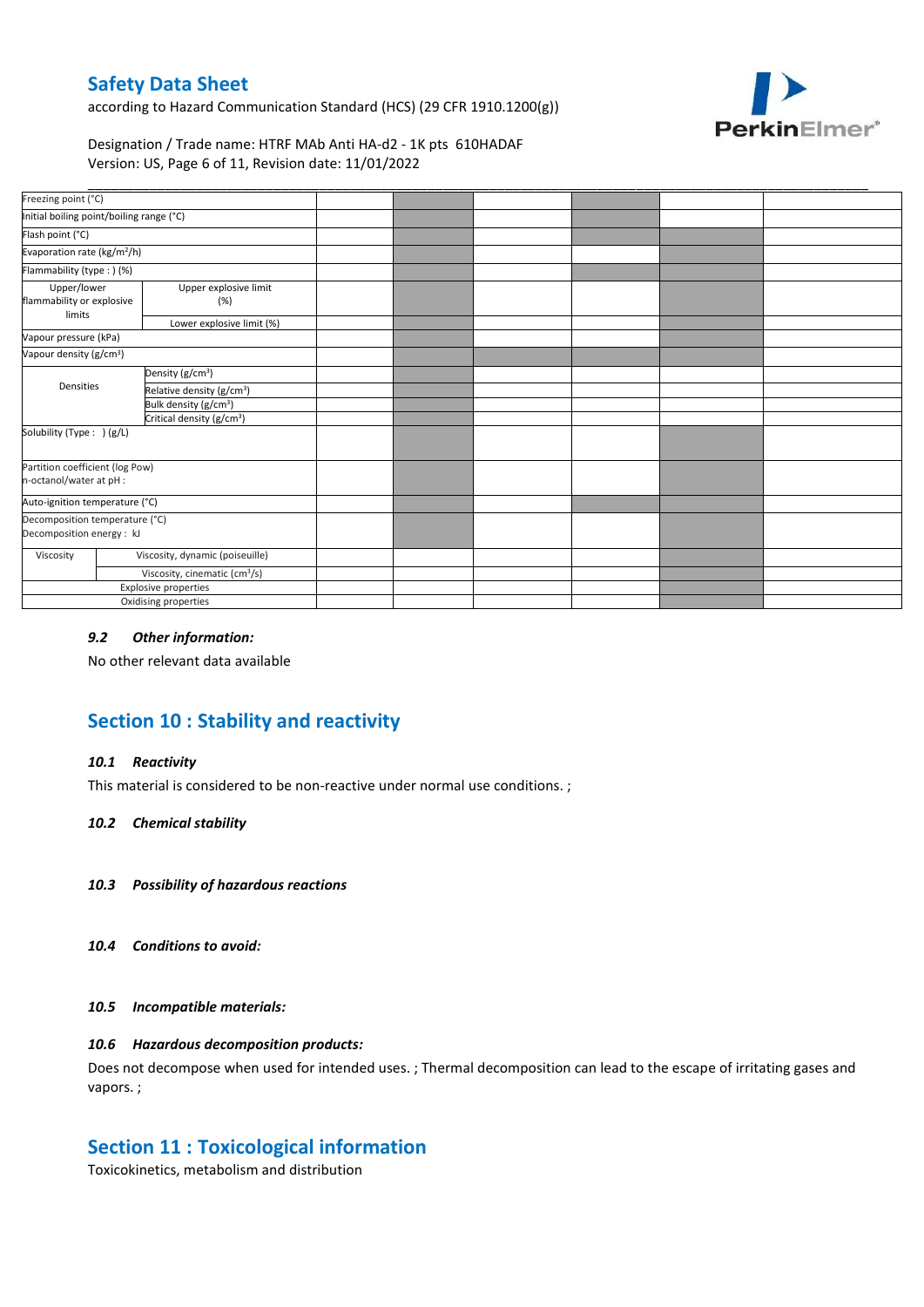| | | | | | | | |
|---|---|---|---|---|---|---|---|
| Freezing point (°C) | | | | | | | |
| Initial boiling point/boiling range (°C) | | | | | | | |
| Flash point (°C) | | | | | | | |
| Evaporation rate (kg/m²/h) | | | | | | | |
| Flammability (type : ) (%) | | | | | | | |
| Upper/lower flammability or explosive limits | Upper explosive limit (%) | | | | | | |
| | Lower explosive limit (%) | | | | | | |
| Vapour pressure (kPa) | | | | | | | |
| Vapour density (g/cm³) | | | | | | | |
| Densities | Density (g/cm³) | | | | | | |
| | Relative density (g/cm³) | | | | | | |
| | Bulk density (g/cm³) | | | | | | |
| | Critical density (g/cm³) | | | | | | |
| Solubility (Type : ) (g/L) | | | | | | | |
| Partition coefficient (log Pow) n-octanol/water at pH : | | | | | | | |
| Auto-ignition temperature (°C) | | | | | | | |
| Decomposition temperature (°C) Decomposition energy : kJ | | | | | | | |
| Viscosity | Viscosity, dynamic (poiseuille) | | | | | | |
| | Viscosity, cinematic (cm³/s) | | | | | | |
| Explosive properties | | | | | | | |
| Oxidising properties | | | | | | | |

### *9.2 Other information:*

No other relevant data available

## Section 10 : Stability and reactivity

### *10.1 Reactivity*

This material is considered to be non-reactive under normal use conditions. ;

### *10.2 Chemical stability*

### *10.3 Possibility of hazardous reactions*

### *10.4 Conditions to avoid:*

### *10.5 Incompatible materials:*

### *10.6 Hazardous decomposition products:*

Does not decompose when used for intended uses. ; Thermal decomposition can lead to the escape of irritating gases and vapors. ;

## Section 11 : Toxicological information

Toxicokinetics, metabolism and distribution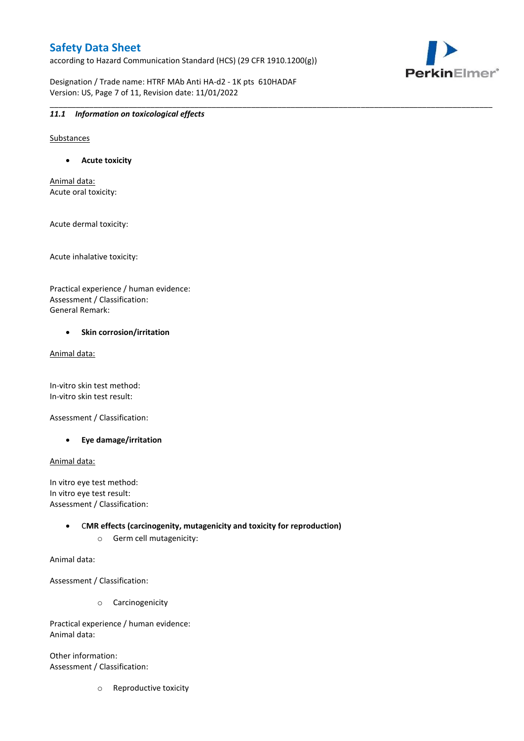### *11.1 Information on toxicological effects*

Substances

- **Acute toxicity**

Animal data:
Acute oral toxicity:

Acute dermal toxicity:

Acute inhalative toxicity:

Practical experience / human evidence:
Assessment / Classification:
General Remark:

- **Skin corrosion/irritation**

Animal data:

In-vitro skin test method:
In-vitro skin test result:

Assessment / Classification:

- **Eye damage/irritation**

Animal data:

In vitro eye test method:
In vitro eye test result:
Assessment / Classification:

- **CMR effects (carcinogenity, mutagenicity and toxicity for reproduction)**
  - Germ cell mutagenicity:

Animal data:

Assessment / Classification:

  - Carcinogenicity

Practical experience / human evidence:
Animal data:

Other information:
Assessment / Classification:

  - Reproductive toxicity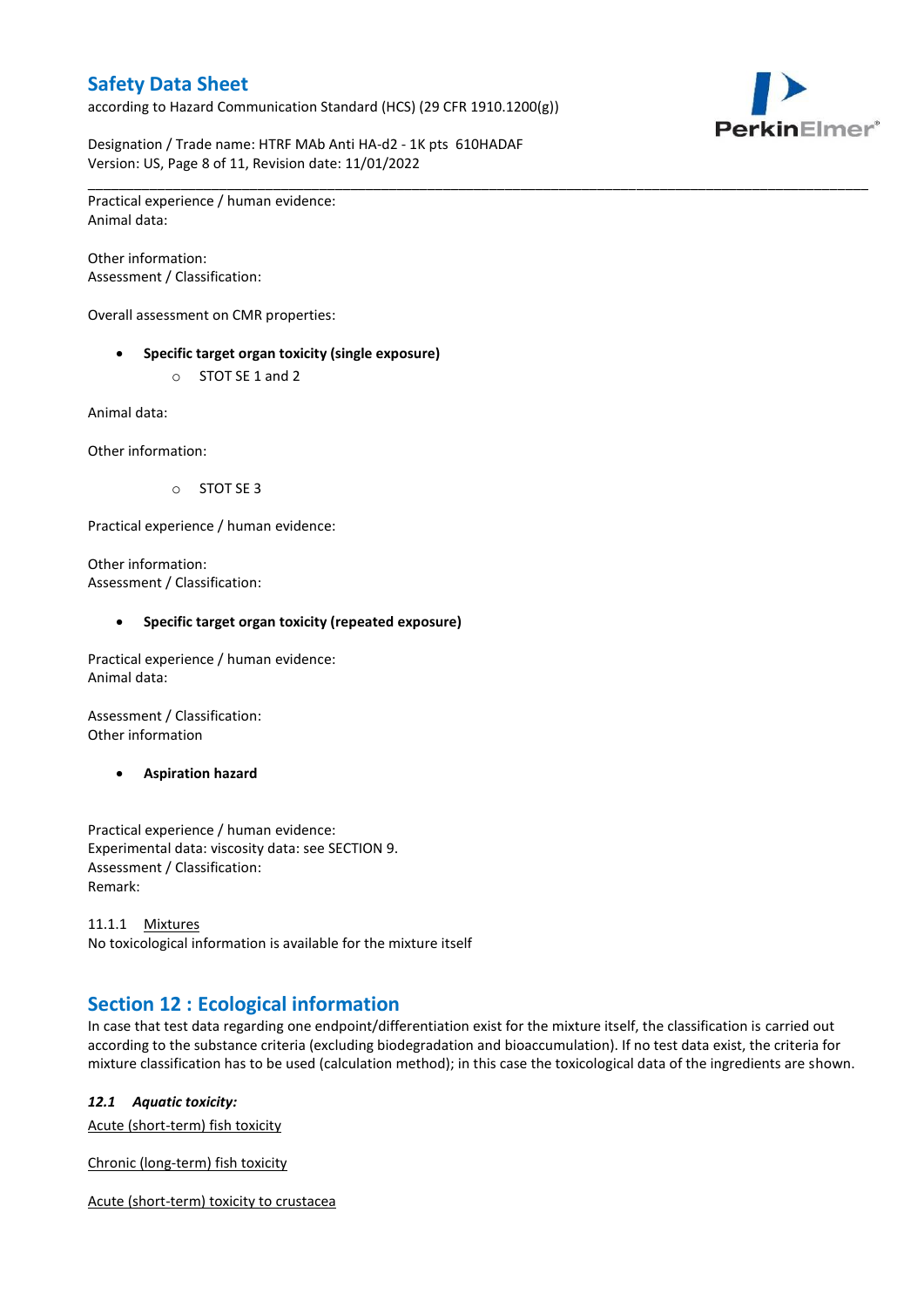Practical experience / human evidence:
Animal data:

Other information:
Assessment / Classification:

Overall assessment on CMR properties:

- **Specific target organ toxicity (single exposure)**
    - STOT SE 1 and 2

Animal data:

Other information:

- STOT SE 3

Practical experience / human evidence:

Other information:
Assessment / Classification:

- **Specific target organ toxicity (repeated exposure)**

Practical experience / human evidence:
Animal data:

Assessment / Classification:
Other information

- **Aspiration hazard**

Practical experience / human evidence:
Experimental data: viscosity data: see SECTION 9.
Assessment / Classification:
Remark:

11.1.1 Mixtures
No toxicological information is available for the mixture itself

## Section 12 : Ecological information

In case that test data regarding one endpoint/differentiation exist for the mixture itself, the classification is carried out according to the substance criteria (excluding biodegradation and bioaccumulation). If no test data exist, the criteria for mixture classification has to be used (calculation method); in this case the toxicological data of the ingredients are shown.

### *12.1 Aquatic toxicity:*

Acute (short-term) fish toxicity

Chronic (long-term) fish toxicity

Acute (short-term) toxicity to crustacea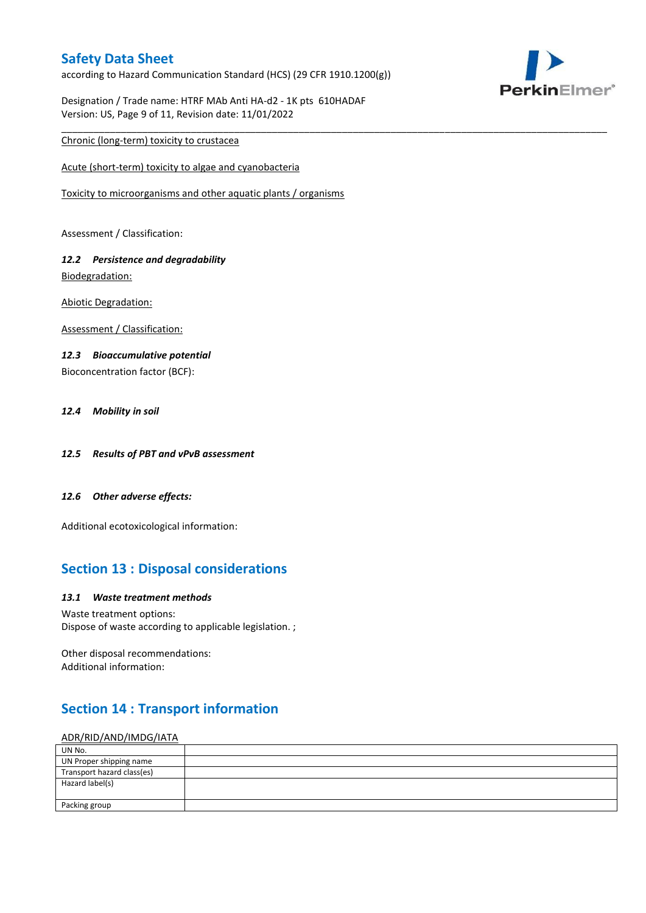Chronic (long-term) toxicity to crustacea

Acute (short-term) toxicity to algae and cyanobacteria

Toxicity to microorganisms and other aquatic plants / organisms

Assessment / Classification:

### 12.2 Persistence and degradability

Biodegradation:

Abiotic Degradation:

Assessment / Classification:

### 12.3 Bioaccumulative potential

Bioconcentration factor (BCF):

### 12.4 Mobility in soil

### 12.5 Results of PBT and vPvB assessment

### 12.6 Other adverse effects:

Additional ecotoxicological information:

## Section 13 : Disposal considerations

### 13.1 Waste treatment methods

Waste treatment options:
Dispose of waste according to applicable legislation. ;

Other disposal recommendations:
Additional information:

## Section 14 : Transport information

ADR/RID/AND/IMDG/IATA

| UN No. | |
|---|---|
| UN Proper shipping name | |
| Transport hazard class(es) | |
| Hazard label(s) | |
| Packing group | |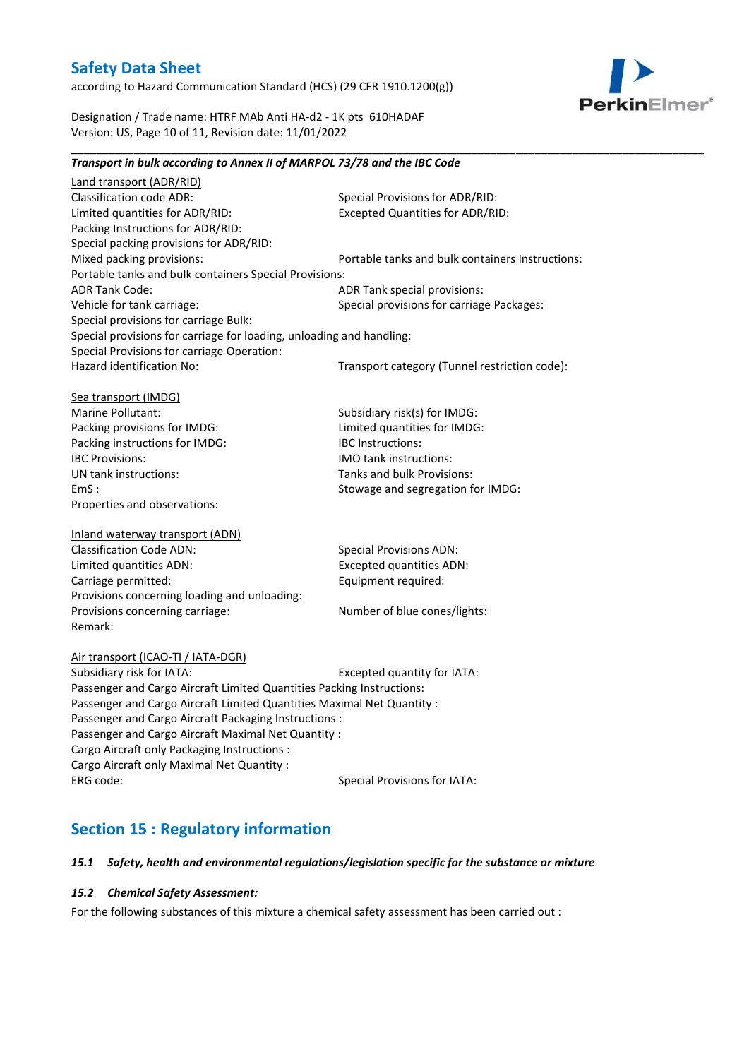***Transport in bulk according to Annex II of MARPOL 73/78 and the IBC Code***

Land transport (ADR/RID)

Classification code ADR:

Special Provisions for ADR/RID:

Limited quantities for ADR/RID:

Excepted Quantities for ADR/RID:

Packing Instructions for ADR/RID:

Special packing provisions for ADR/RID:

Mixed packing provisions:

Portable tanks and bulk containers Instructions:

Portable tanks and bulk containers Special Provisions:

ADR Tank Code:

ADR Tank special provisions:

Vehicle for tank carriage:

Special provisions for carriage Packages:

Special provisions for carriage Bulk:

Special provisions for carriage for loading, unloading and handling:

Special Provisions for carriage Operation:

Hazard identification No:

Transport category (Tunnel restriction code):

Sea transport (IMDG)

Marine Pollutant:

Subsidiary risk(s) for IMDG:

Packing provisions for IMDG:

Limited quantities for IMDG:

Packing instructions for IMDG:

IBC Instructions:

IBC Provisions:

IMO tank instructions:

UN tank instructions:

Tanks and bulk Provisions:

EmS :

Stowage and segregation for IMDG:

Properties and observations:

Inland waterway transport (ADN)

Classification Code ADN:

Special Provisions ADN:

Limited quantities ADN:

Excepted quantities ADN:

Carriage permitted:

Equipment required:

Provisions concerning loading and unloading:

Provisions concerning carriage:

Number of blue cones/lights:

Remark:

Air transport (ICAO-TI / IATA-DGR)

Subsidiary risk for IATA:

Excepted quantity for IATA:

Passenger and Cargo Aircraft Limited Quantities Packing Instructions:

Passenger and Cargo Aircraft Limited Quantities Maximal Net Quantity :

Passenger and Cargo Aircraft Packaging Instructions :

Passenger and Cargo Aircraft Maximal Net Quantity :

Cargo Aircraft only Packaging Instructions :

Cargo Aircraft only Maximal Net Quantity :

ERG code:

Special Provisions for IATA:

## Section 15 : Regulatory information

### *15.1 Safety, health and environmental regulations/legislation specific for the substance or mixture*

### *15.2 Chemical Safety Assessment:*

For the following substances of this mixture a chemical safety assessment has been carried out :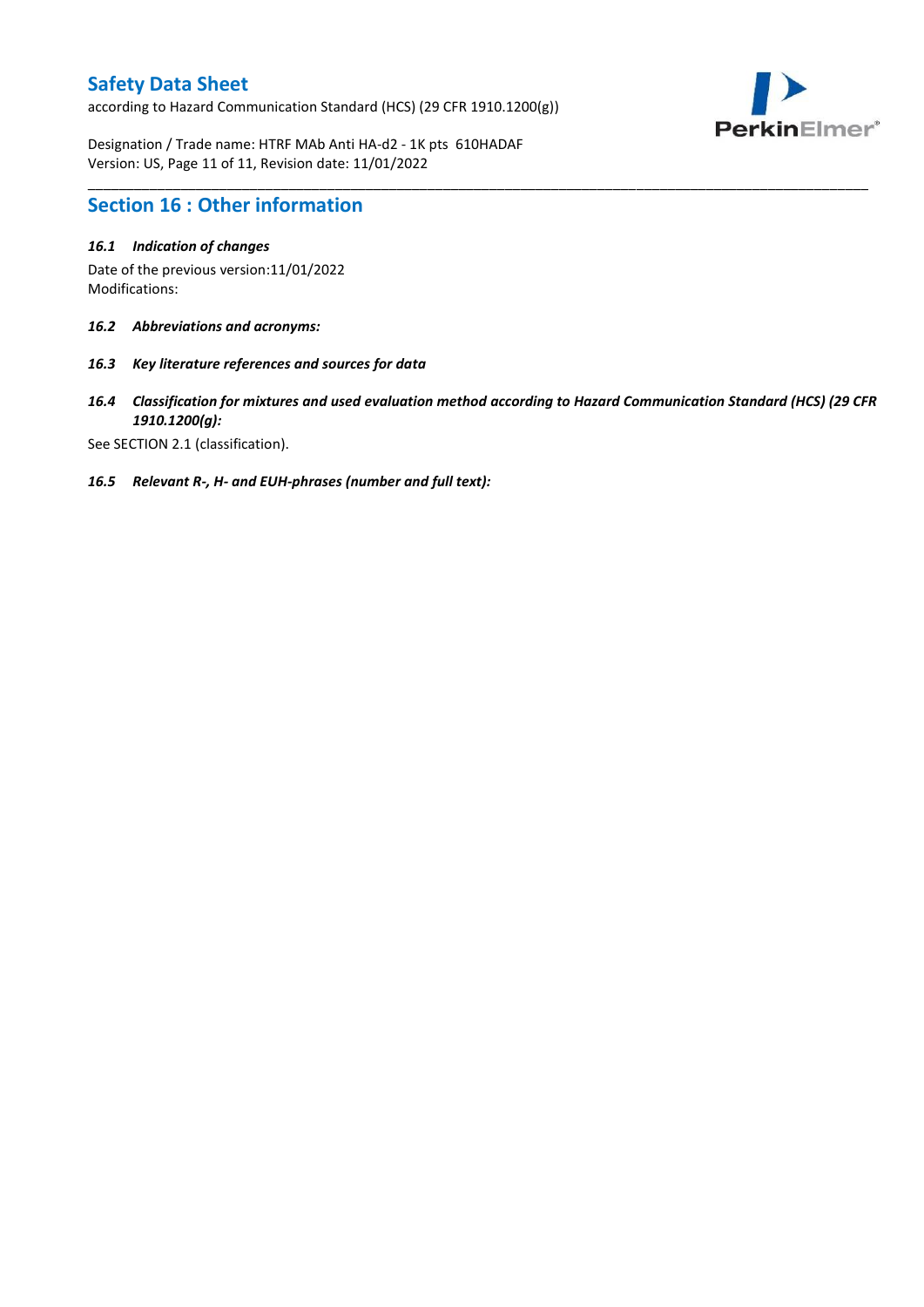## Section 16 : Other information

### *16.1 Indication of changes*

Date of the previous version:11/01/2022

Modifications:

### *16.2 Abbreviations and acronyms:*

### *16.3 Key literature references and sources for data*

### *16.4 Classification for mixtures and used evaluation method according to Hazard Communication Standard (HCS) (29 CFR 1910.1200(g):*

See SECTION 2.1 (classification).

### *16.5 Relevant R-, H- and EUH-phrases (number and full text):*